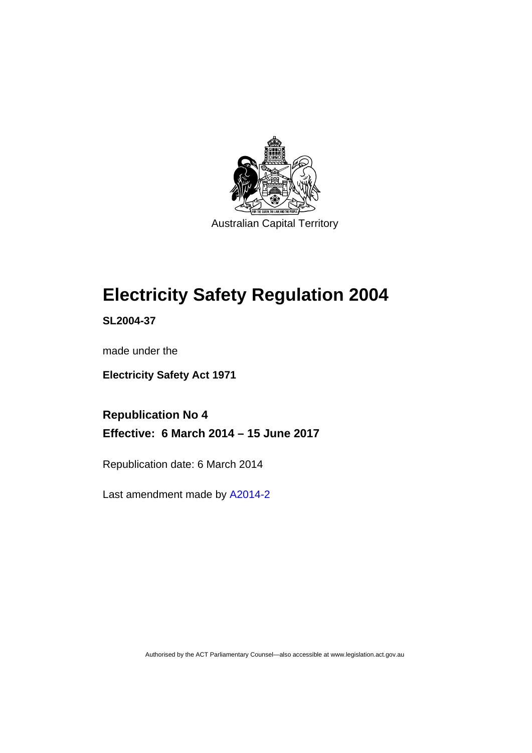Australian Capital Territory

# Electricity Safety Regulation 2004

**SL2004-37**

made under the

**Electricity Safety Act 1971**

## Republication No 4

## Effective: 6 March 2014 – 15 June 2017

Republication date: 6 March 2014

Last amendment made by A2014-2

Authorised by the ACT Parliamentary Counsel—also accessible at www.legislation.act.gov.au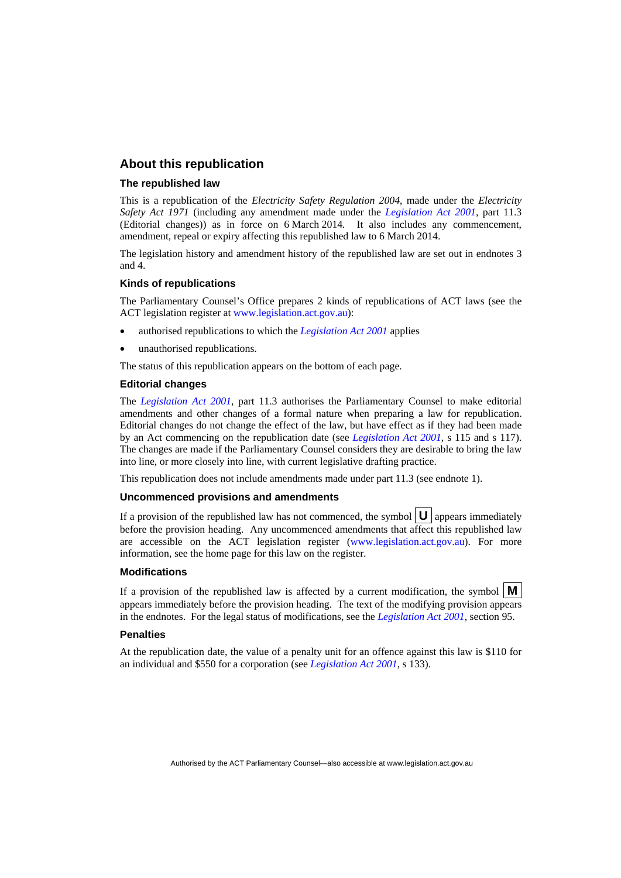## About this republication

### The republished law

This is a republication of the *Electricity Safety Regulation 2004*, made under the *Electricity Safety Act 1971* (including any amendment made under the *Legislation Act 2001*, part 11.3 (Editorial changes)) as in force on 6 March 2014*.* It also includes any commencement, amendment, repeal or expiry affecting this republished law to 6 March 2014.

The legislation history and amendment history of the republished law are set out in endnotes 3 and 4.

### Kinds of republications

The Parliamentary Counsel's Office prepares 2 kinds of republications of ACT laws (see the ACT legislation register at www.legislation.act.gov.au):

- authorised republications to which the *Legislation Act 2001* applies
- unauthorised republications.

The status of this republication appears on the bottom of each page.

### Editorial changes

The *Legislation Act 2001*, part 11.3 authorises the Parliamentary Counsel to make editorial amendments and other changes of a formal nature when preparing a law for republication. Editorial changes do not change the effect of the law, but have effect as if they had been made by an Act commencing on the republication date (see *Legislation Act 2001*, s 115 and s 117). The changes are made if the Parliamentary Counsel considers they are desirable to bring the law into line, or more closely into line, with current legislative drafting practice.

This republication does not include amendments made under part 11.3 (see endnote 1).

### Uncommenced provisions and amendments

If a provision of the republished law has not commenced, the symbol **U** appears immediately before the provision heading. Any uncommenced amendments that affect this republished law are accessible on the ACT legislation register (www.legislation.act.gov.au). For more information, see the home page for this law on the register.

### Modifications

If a provision of the republished law is affected by a current modification, the symbol **M** appears immediately before the provision heading. The text of the modifying provision appears in the endnotes. For the legal status of modifications, see the *Legislation Act 2001*, section 95.

### Penalties

At the republication date, the value of a penalty unit for an offence against this law is $110 for an individual and $550 for a corporation (see *Legislation Act 2001*, s 133).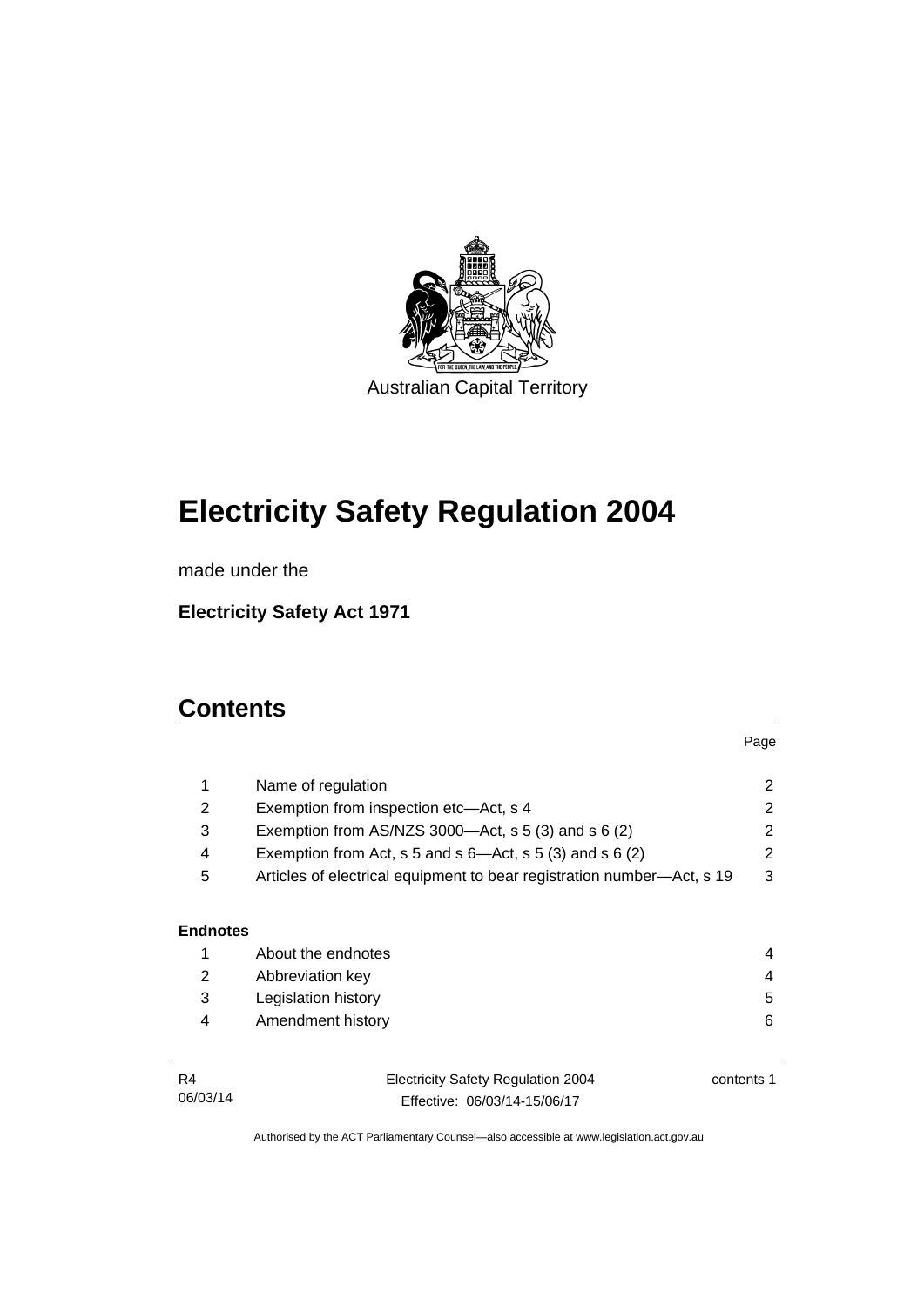Australian Capital Territory

# Electricity Safety Regulation 2004

made under the

**Electricity Safety Act 1971**

## Contents

| | | Page |
|---|---|---|
| 1 | Name of regulation | 2 |
| 2 | Exemption from inspection etc—Act, s 4 | 2 |
| 3 | Exemption from AS/NZS 3000—Act, s 5 (3) and s 6 (2) | 2 |
| 4 | Exemption from Act, s 5 and s 6—Act, s 5 (3) and s 6 (2) | 2 |
| 5 | Articles of electrical equipment to bear registration number—Act, s 19 | 3 |

**Endnotes**

| | | |
|---|---|---|
| 1 | About the endnotes | 4 |
| 2 | Abbreviation key | 4 |
| 3 | Legislation history | 5 |
| 4 | Amendment history | 6 |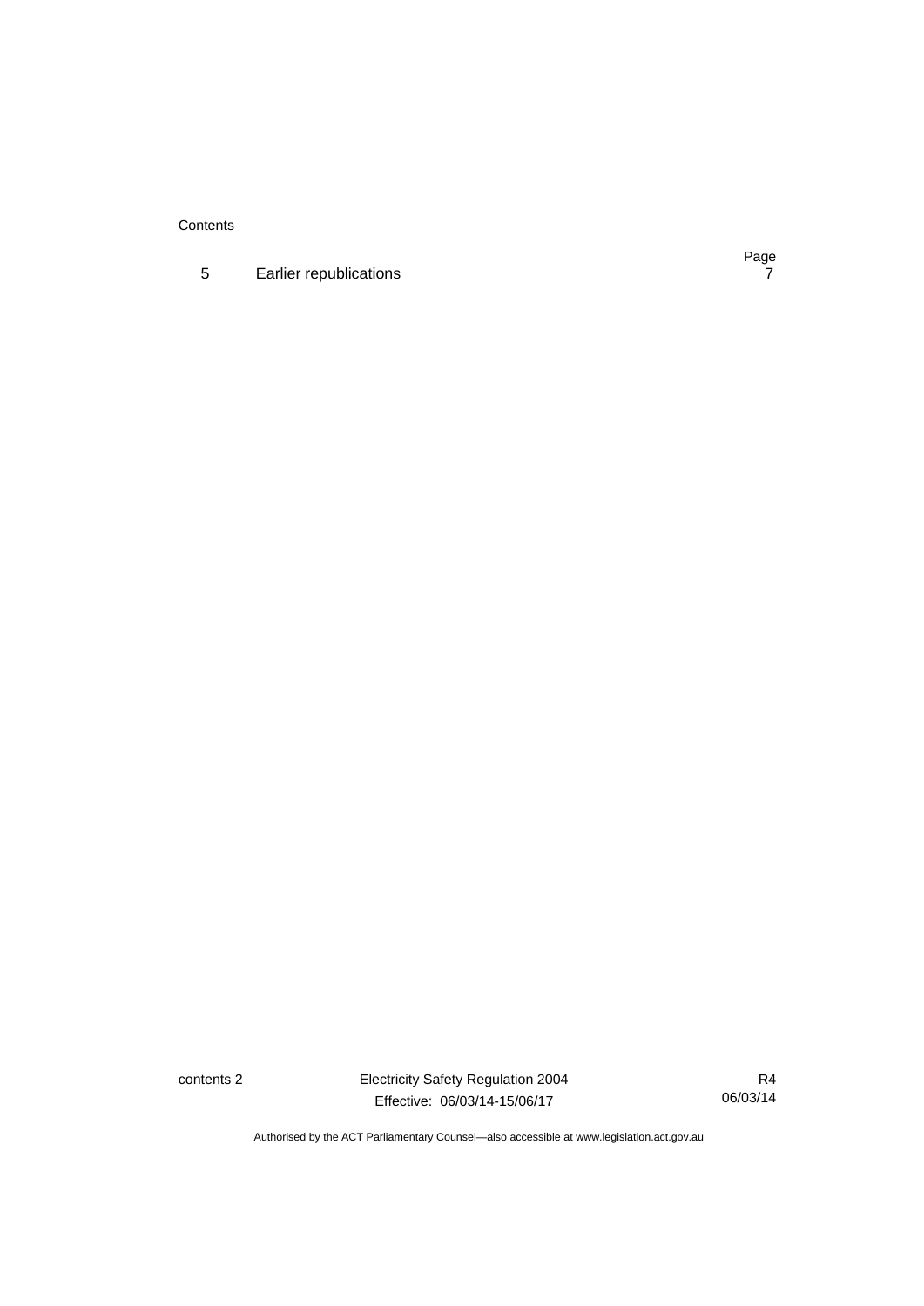| | | Page |
|---|---|---|
| 5 | Earlier republications | 7 |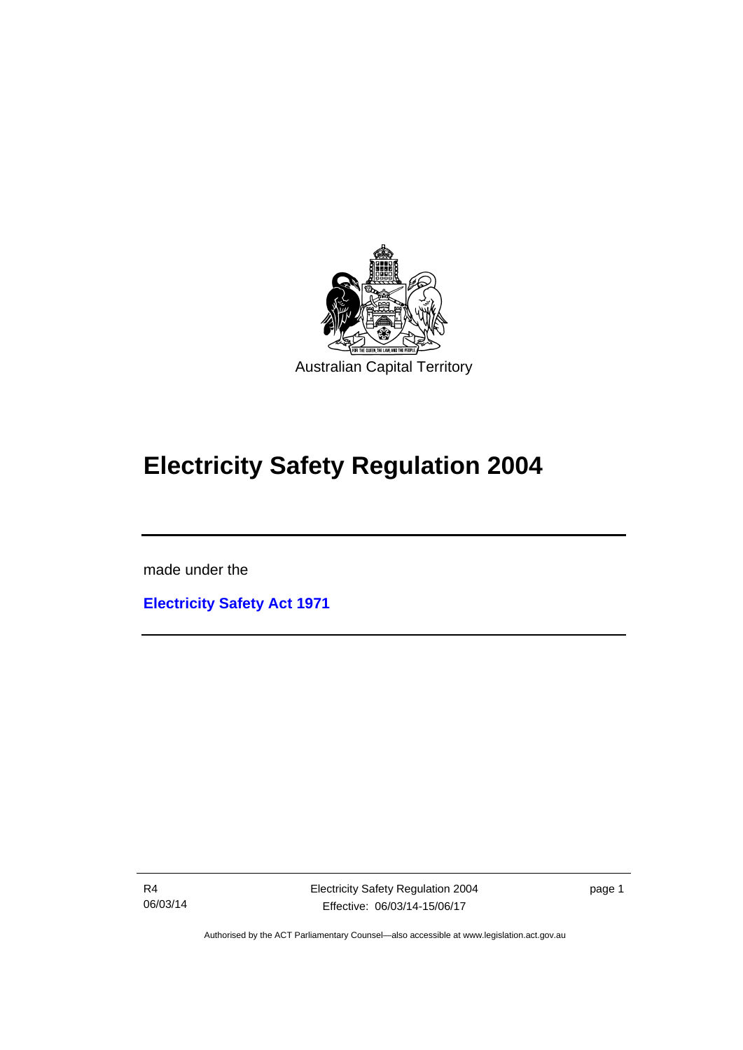Australian Capital Territory

# Electricity Safety Regulation 2004

made under the

**Electricity Safety Act 1971**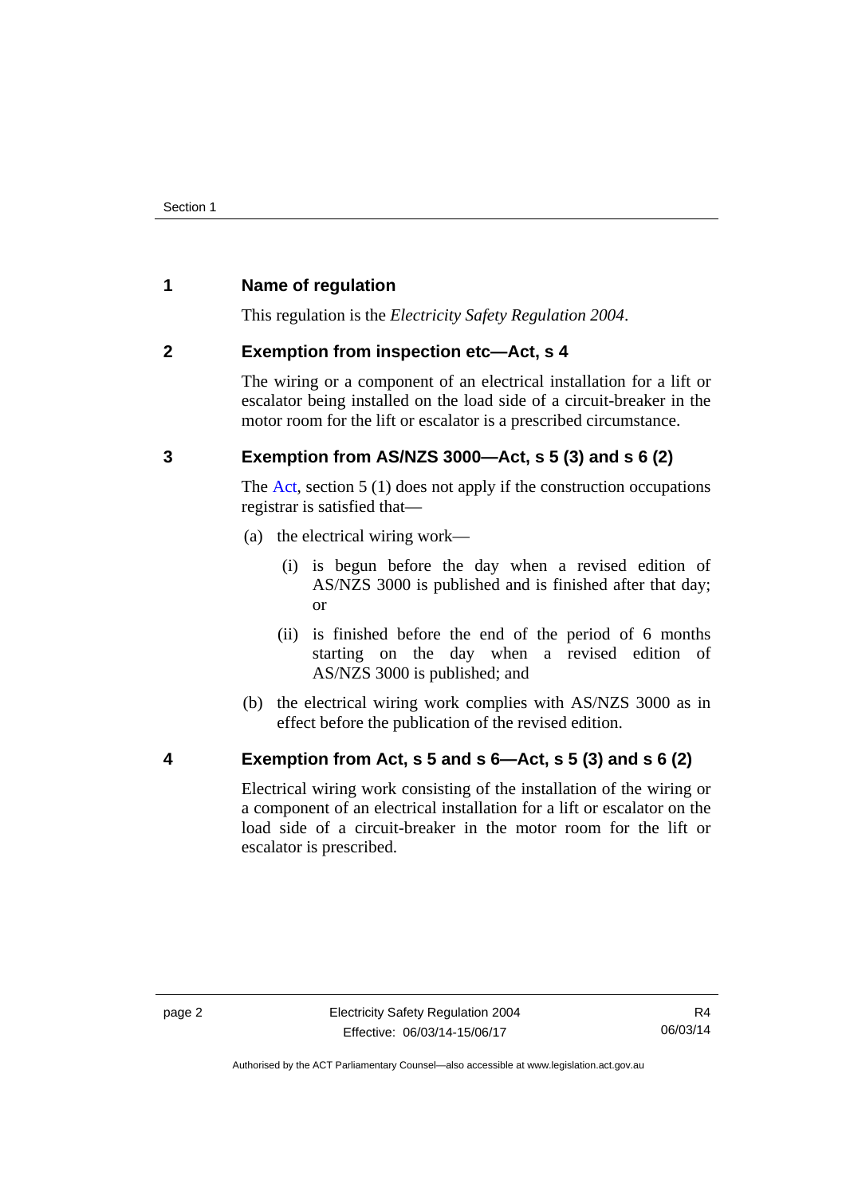## 1 Name of regulation

This regulation is the *Electricity Safety Regulation 2004*.

## 2 Exemption from inspection etc—Act, s 4

The wiring or a component of an electrical installation for a lift or escalator being installed on the load side of a circuit-breaker in the motor room for the lift or escalator is a prescribed circumstance.

## 3 Exemption from AS/NZS 3000—Act, s 5 (3) and s 6 (2)

The Act, section 5 (1) does not apply if the construction occupations registrar is satisfied that—

(a) the electrical wiring work—

(i) is begun before the day when a revised edition of AS/NZS 3000 is published and is finished after that day; or

(ii) is finished before the end of the period of 6 months starting on the day when a revised edition of AS/NZS 3000 is published; and

(b) the electrical wiring work complies with AS/NZS 3000 as in effect before the publication of the revised edition.

## 4 Exemption from Act, s 5 and s 6—Act, s 5 (3) and s 6 (2)

Electrical wiring work consisting of the installation of the wiring or a component of an electrical installation for a lift or escalator on the load side of a circuit-breaker in the motor room for the lift or escalator is prescribed.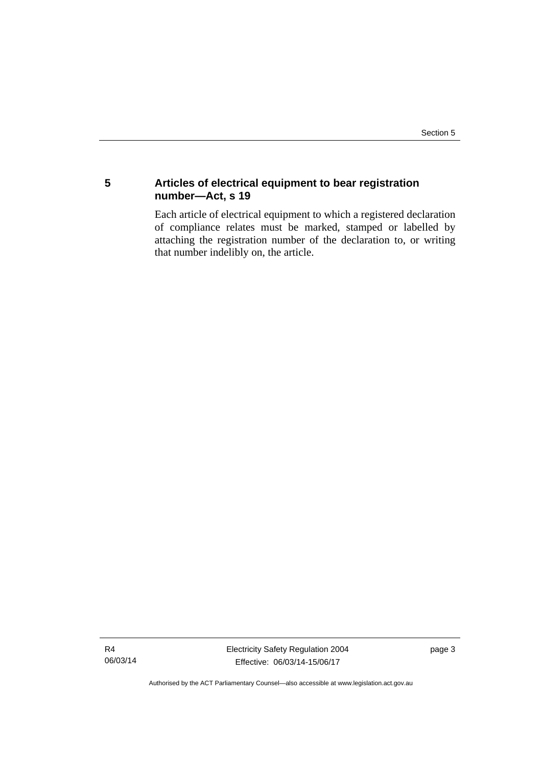## 5 Articles of electrical equipment to bear registration number—Act, s 19

Each article of electrical equipment to which a registered declaration of compliance relates must be marked, stamped or labelled by attaching the registration number of the declaration to, or writing that number indelibly on, the article.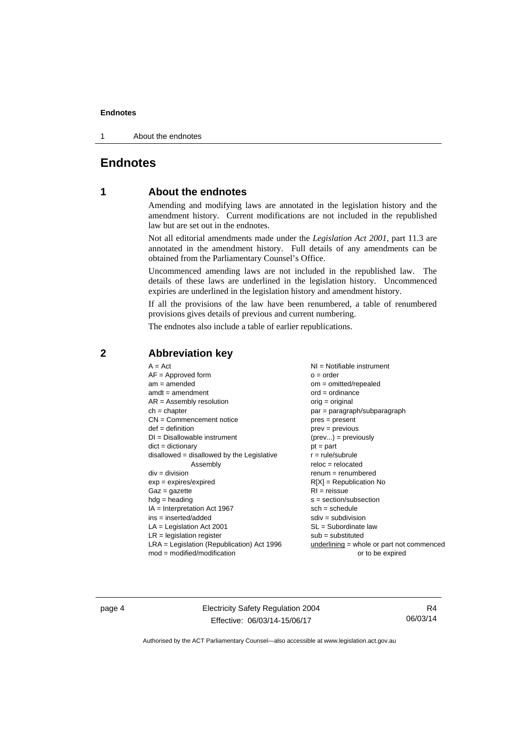# Endnotes

## 1 About the endnotes

Amending and modifying laws are annotated in the legislation history and the amendment history. Current modifications are not included in the republished law but are set out in the endnotes.

Not all editorial amendments made under the *Legislation Act 2001*, part 11.3 are annotated in the amendment history. Full details of any amendments can be obtained from the Parliamentary Counsel's Office.

Uncommenced amending laws are not included in the republished law. The details of these laws are underlined in the legislation history. Uncommenced expiries are underlined in the legislation history and amendment history.

If all the provisions of the law have been renumbered, a table of renumbered provisions gives details of previous and current numbering.

The endnotes also include a table of earlier republications.

## 2 Abbreviation key

A = Act
AF = Approved form
am = amended
amdt = amendment
AR = Assembly resolution
ch = chapter
CN = Commencement notice
def = definition
DI = Disallowable instrument
dict = dictionary
disallowed = disallowed by the Legislative Assembly
div = division
exp = expires/expired
Gaz = gazette
hdg = heading
IA = Interpretation Act 1967
ins = inserted/added
LA = Legislation Act 2001
LR = legislation register
LRA = Legislation (Republication) Act 1996
mod = modified/modification
NI = Notifiable instrument
o = order
om = omitted/repealed
ord = ordinance
orig = original
par = paragraph/subparagraph
pres = present
prev = previous
(prev...) = previously
pt = part
r = rule/subrule
reloc = relocated
renum = renumbered
R[X] = Republication No
RI = reissue
s = section/subsection
sch = schedule
sdiv = subdivision
SL = Subordinate law
sub = substituted
underlining = whole or part not commenced or to be expired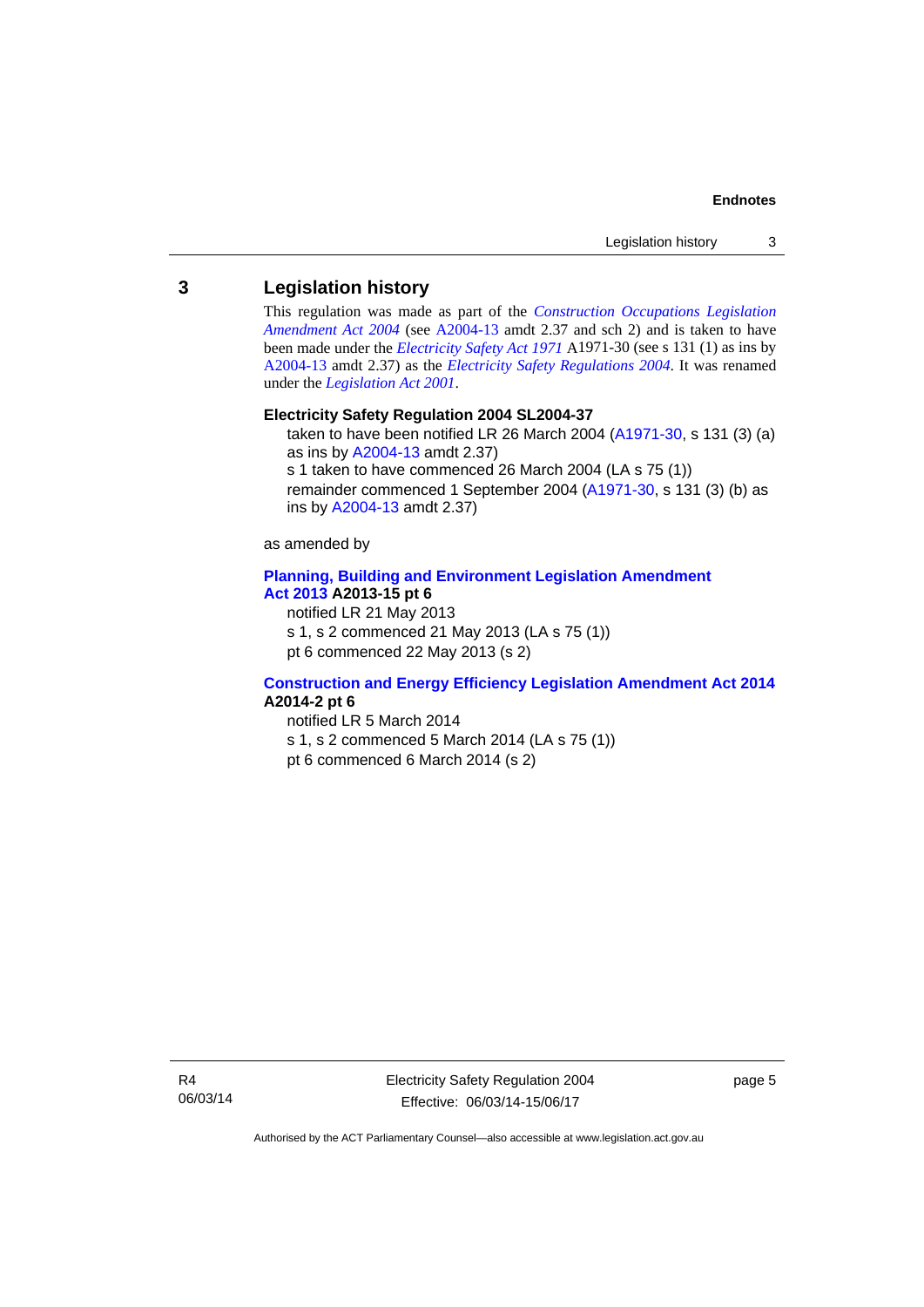## 3 Legislation history

This regulation was made as part of the *Construction Occupations Legislation Amendment Act 2004* (see A2004-13 amdt 2.37 and sch 2) and is taken to have been made under the *Electricity Safety Act 1971* A1971-30 (see s 131 (1) as ins by A2004-13 amdt 2.37) as the *Electricity Safety Regulations 2004*. It was renamed under the *Legislation Act 2001*.

**Electricity Safety Regulation 2004 SL2004-37**

taken to have been notified LR 26 March 2004 (A1971-30, s 131 (3) (a) as ins by A2004-13 amdt 2.37)
s 1 taken to have commenced 26 March 2004 (LA s 75 (1))
remainder commenced 1 September 2004 (A1971-30, s 131 (3) (b) as ins by A2004-13 amdt 2.37)

as amended by

**Planning, Building and Environment Legislation Amendment Act 2013 A2013-15 pt 6**

notified LR 21 May 2013
s 1, s 2 commenced 21 May 2013 (LA s 75 (1))
pt 6 commenced 22 May 2013 (s 2)

**Construction and Energy Efficiency Legislation Amendment Act 2014 A2014-2 pt 6**

notified LR 5 March 2014
s 1, s 2 commenced 5 March 2014 (LA s 75 (1))
pt 6 commenced 6 March 2014 (s 2)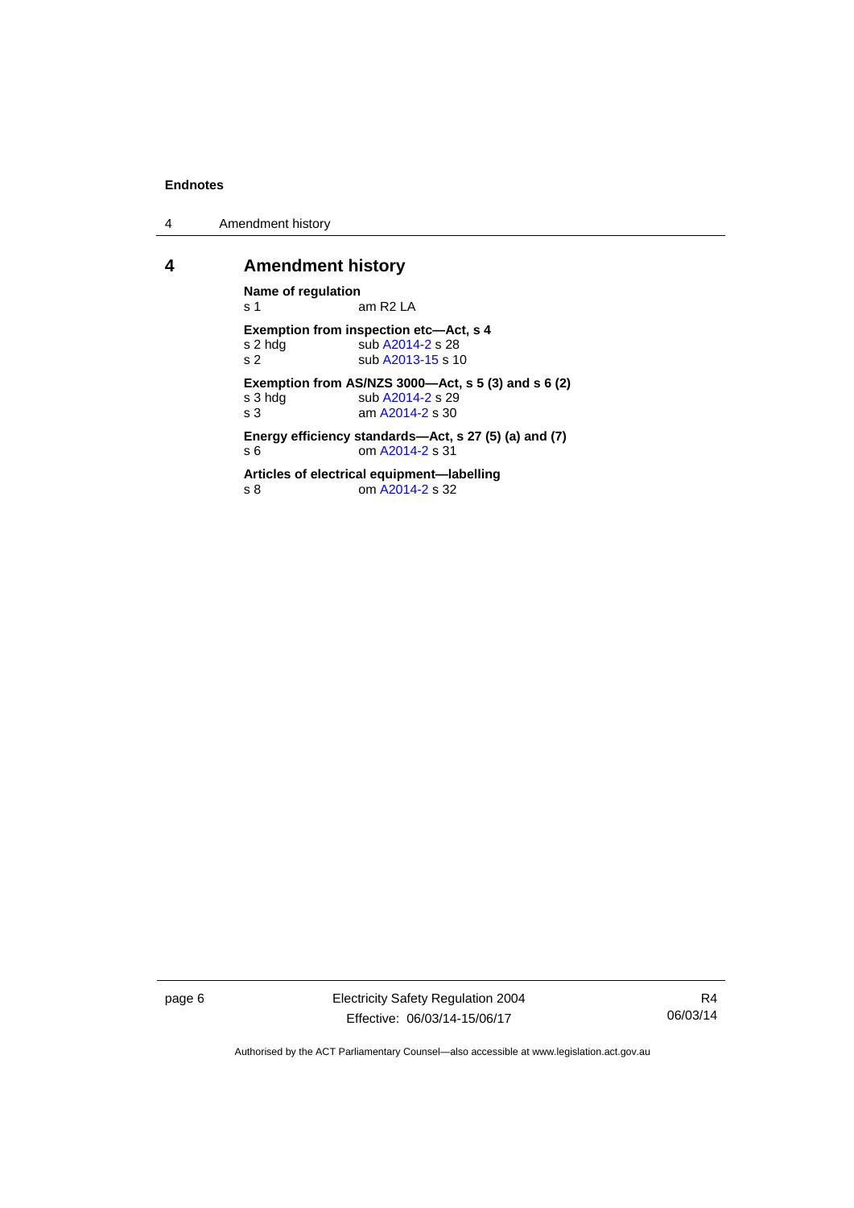## 4 Amendment history

**Name of regulation**
s 1 am R2 LA

**Exemption from inspection etc—Act, s 4**
s 2 hdg sub A2014-2 s 28
s 2 sub A2013-15 s 10

**Exemption from AS/NZS 3000—Act, s 5 (3) and s 6 (2)**
s 3 hdg sub A2014-2 s 29
s 3 am A2014-2 s 30

**Energy efficiency standards—Act, s 27 (5) (a) and (7)**
s 6 om A2014-2 s 31

**Articles of electrical equipment—labelling**
s 8 om A2014-2 s 32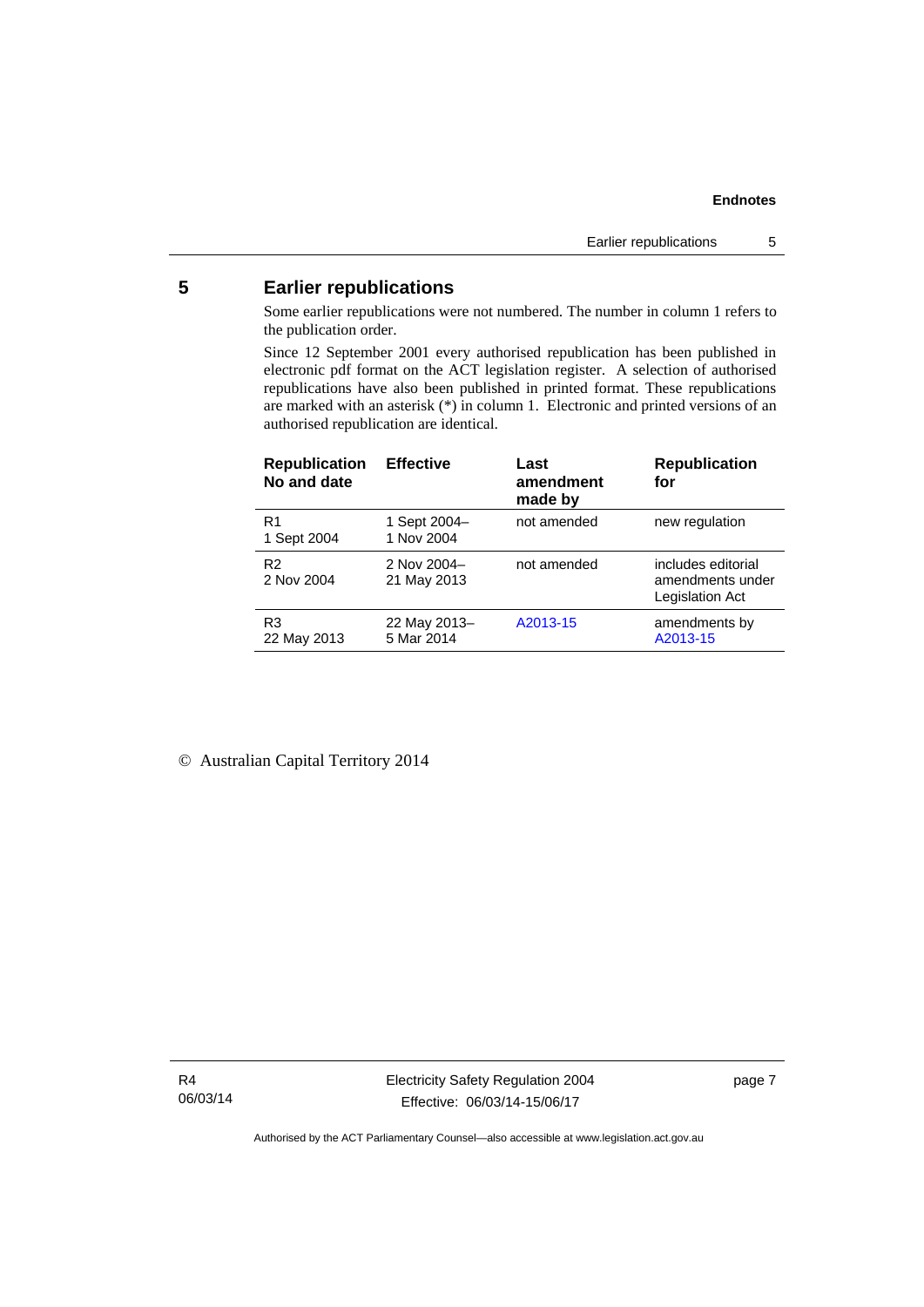## 5 Earlier republications

Some earlier republications were not numbered. The number in column 1 refers to the publication order.

Since 12 September 2001 every authorised republication has been published in electronic pdf format on the ACT legislation register. A selection of authorised republications have also been published in printed format. These republications are marked with an asterisk (*) in column 1. Electronic and printed versions of an authorised republication are identical.

| Republication No and date | Effective | Last amendment made by | Republication for |
|---|---|---|---|
| R1<br>1 Sept 2004 | 1 Sept 2004–<br>1 Nov 2004 | not amended | new regulation |
| R2<br>2 Nov 2004 | 2 Nov 2004–<br>21 May 2013 | not amended | includes editorial amendments under Legislation Act |
| R3<br>22 May 2013 | 22 May 2013–<br>5 Mar 2014 | A2013-15 | amendments by A2013-15 |

© Australian Capital Territory 2014